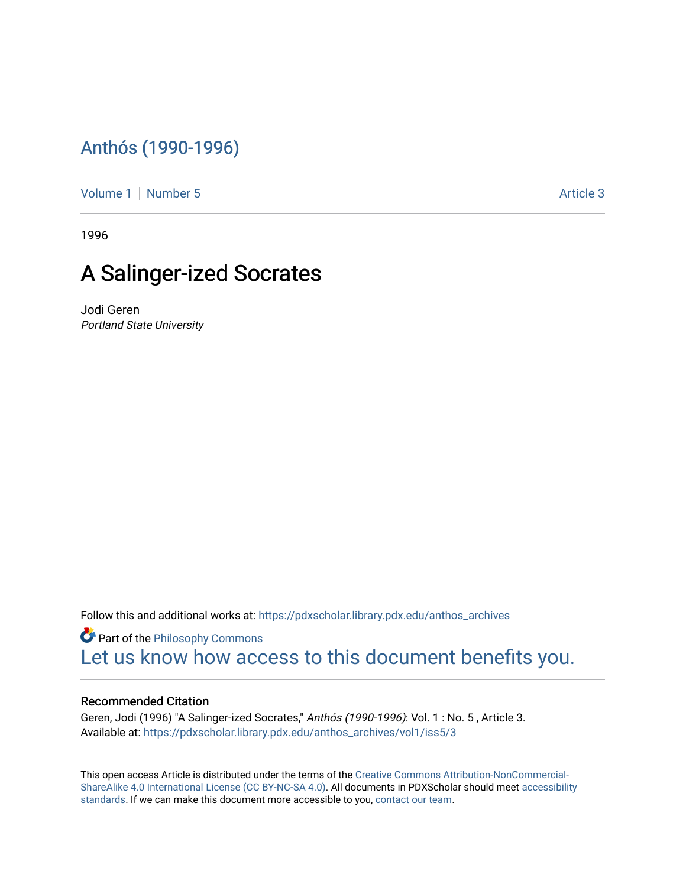# Anthós (1990-1996)

Volume 1 | Number 5 Article 3

1996

## A Salinger-ized Socrates

Jodi Geren
*Portland State University*

Follow this and additional works at: https://pdxscholar.library.pdx.edu/anthos_archives

Part of the Philosophy Commons

Let us know how access to this document benefits you.

### Recommended Citation

Geren, Jodi (1996) "A Salinger-ized Socrates," *Anthós (1990-1996)*: Vol. 1 : No. 5 , Article 3.
Available at: https://pdxscholar.library.pdx.edu/anthos_archives/vol1/iss5/3

This open access Article is distributed under the terms of the Creative Commons Attribution-NonCommercial-ShareAlike 4.0 International License (CC BY-NC-SA 4.0). All documents in PDXScholar should meet accessibility standards. If we can make this document more accessible to you, contact our team.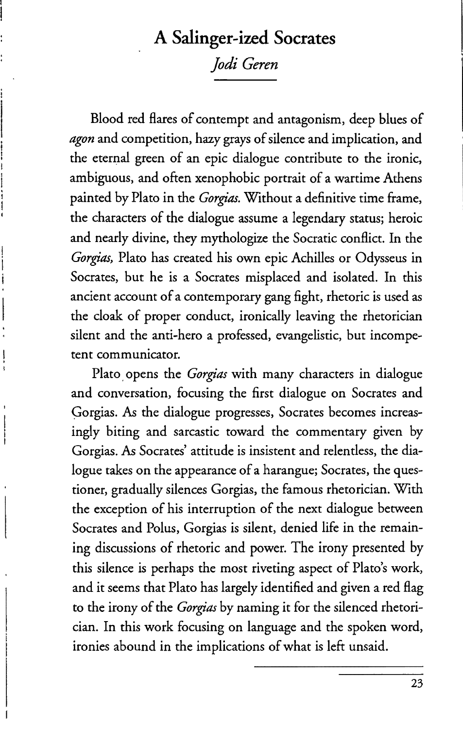# A Salinger-ized Socrates

*Jodi Geren*

Blood red flares of contempt and antagonism, deep blues of *agon* and competition, hazy grays of silence and implication, and the eternal green of an epic dialogue contribute to the ironic, ambiguous, and often xenophobic portrait of a wartime Athens painted by Plato in the *Gorgias.* Without a definitive time frame, the characters of the dialogue assume a legendary status; heroic and nearly divine, they mythologize the Socratic conflict. In the *Gorgias,* Plato has created his own epic Achilles or Odysseus in Socrates, but he is a Socrates misplaced and isolated. In this ancient account of a contemporary gang fight, rhetoric is used as the cloak of proper conduct, ironically leaving the rhetorician silent and the anti-hero a professed, evangelistic, but incompetent communicator.

Plato opens the *Gorgias* with many characters in dialogue and conversation, focusing the first dialogue on Socrates and Gorgias. As the dialogue progresses, Socrates becomes increasingly biting and sarcastic toward the commentary given by Gorgias. As Socrates' attitude is insistent and relentless, the dialogue takes on the appearance of a harangue; Socrates, the questioner, gradually silences Gorgias, the famous rhetorician. With the exception of his interruption of the next dialogue between Socrates and Polus, Gorgias is silent, denied life in the remaining discussions of rhetoric and power. The irony presented by this silence is perhaps the most riveting aspect of Plato's work, and it seems that Plato has largely identified and given a red flag to the irony of the *Gorgias* by naming it for the silenced rhetorician. In this work focusing on language and the spoken word, ironies abound in the implications of what is left unsaid.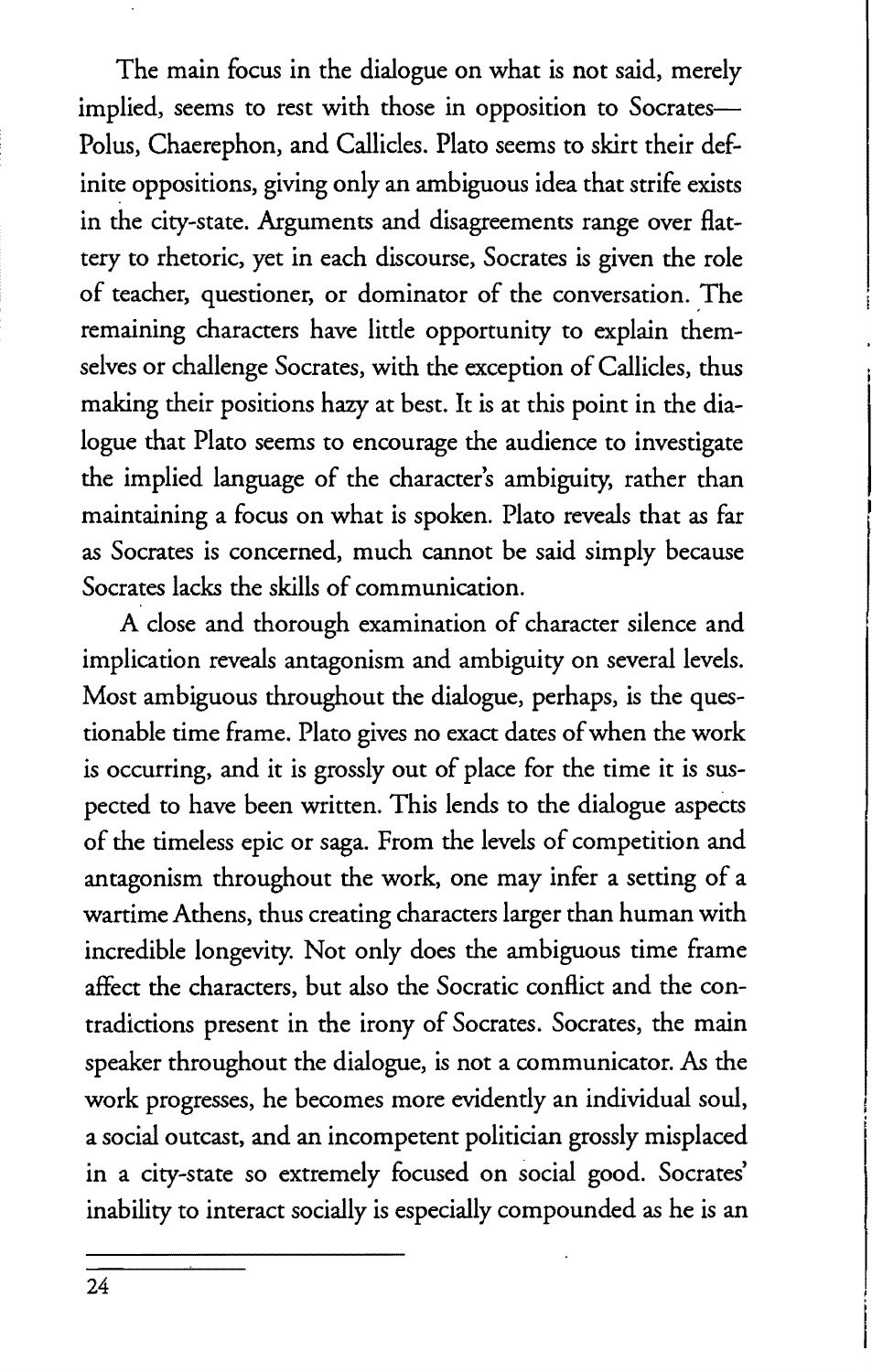The main focus in the dialogue on what is not said, merely implied, seems to rest with those in opposition to Socrates—Polus, Chaerephon, and Callicles. Plato seems to skirt their definite oppositions, giving only an ambiguous idea that strife exists in the city-state. Arguments and disagreements range over flattery to rhetoric, yet in each discourse, Socrates is given the role of teacher, questioner, or dominator of the conversation. The remaining characters have little opportunity to explain themselves or challenge Socrates, with the exception of Callicles, thus making their positions hazy at best. It is at this point in the dialogue that Plato seems to encourage the audience to investigate the implied language of the character's ambiguity, rather than maintaining a focus on what is spoken. Plato reveals that as far as Socrates is concerned, much cannot be said simply because Socrates lacks the skills of communication.

A close and thorough examination of character silence and implication reveals antagonism and ambiguity on several levels. Most ambiguous throughout the dialogue, perhaps, is the questionable time frame. Plato gives no exact dates of when the work is occurring, and it is grossly out of place for the time it is suspected to have been written. This lends to the dialogue aspects of the timeless epic or saga. From the levels of competition and antagonism throughout the work, one may infer a setting of a wartime Athens, thus creating characters larger than human with incredible longevity. Not only does the ambiguous time frame affect the characters, but also the Socratic conflict and the contradictions present in the irony of Socrates. Socrates, the main speaker throughout the dialogue, is not a communicator. As the work progresses, he becomes more evidently an individual soul, a social outcast, and an incompetent politician grossly misplaced in a city-state so extremely focused on social good. Socrates' inability to interact socially is especially compounded as he is an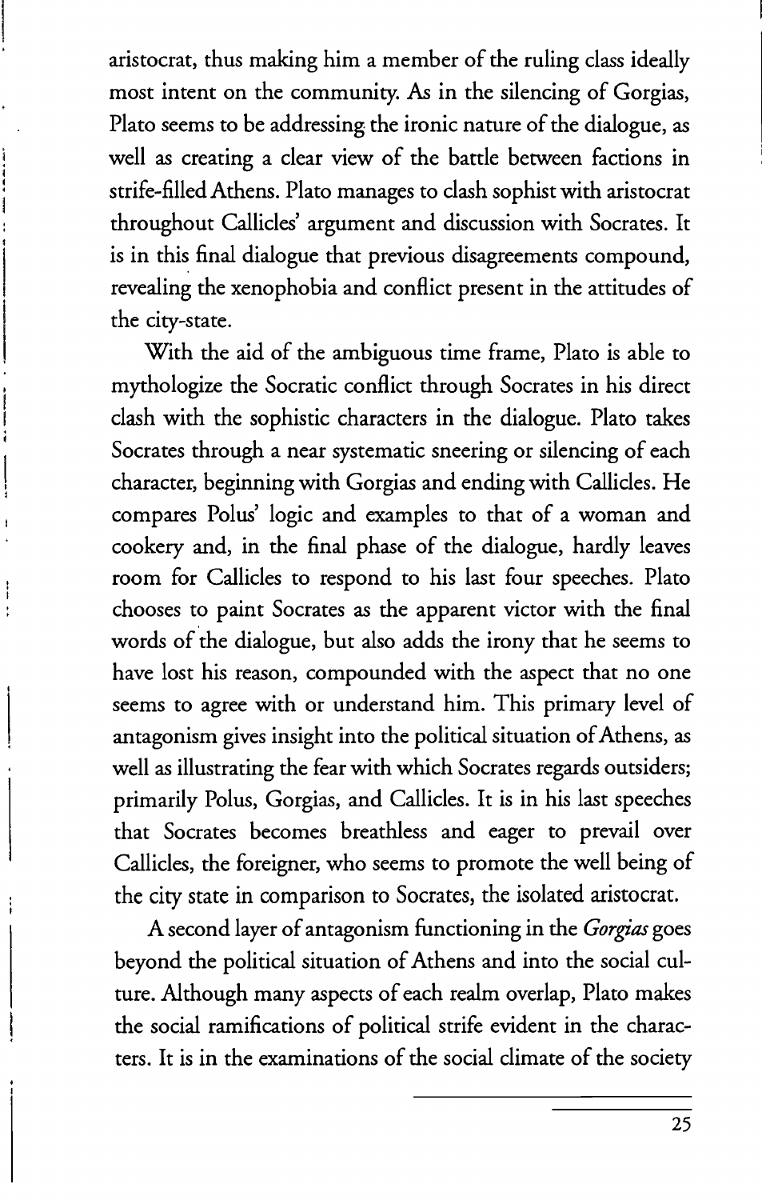aristocrat, thus making him a member of the ruling class ideally most intent on the community. As in the silencing of Gorgias, Plato seems to be addressing the ironic nature of the dialogue, as well as creating a clear view of the battle between factions in strife-filled Athens. Plato manages to clash sophist with aristocrat throughout Callicles' argument and discussion with Socrates. It is in this final dialogue that previous disagreements compound, revealing the xenophobia and conflict present in the attitudes of the city-state.

With the aid of the ambiguous time frame, Plato is able to mythologize the Socratic conflict through Socrates in his direct clash with the sophistic characters in the dialogue. Plato takes Socrates through a near systematic sneering or silencing of each character, beginning with Gorgias and ending with Callicles. He compares Polus' logic and examples to that of a woman and cookery and, in the final phase of the dialogue, hardly leaves room for Callicles to respond to his last four speeches. Plato chooses to paint Socrates as the apparent victor with the final words of the dialogue, but also adds the irony that he seems to have lost his reason, compounded with the aspect that no one seems to agree with or understand him. This primary level of antagonism gives insight into the political situation of Athens, as well as illustrating the fear with which Socrates regards outsiders; primarily Polus, Gorgias, and Callicles. It is in his last speeches that Socrates becomes breathless and eager to prevail over Callicles, the foreigner, who seems to promote the well being of the city state in comparison to Socrates, the isolated aristocrat.

A second layer of antagonism functioning in the *Gorgias* goes beyond the political situation of Athens and into the social culture. Although many aspects of each realm overlap, Plato makes the social ramifications of political strife evident in the characters. It is in the examinations of the social climate of the society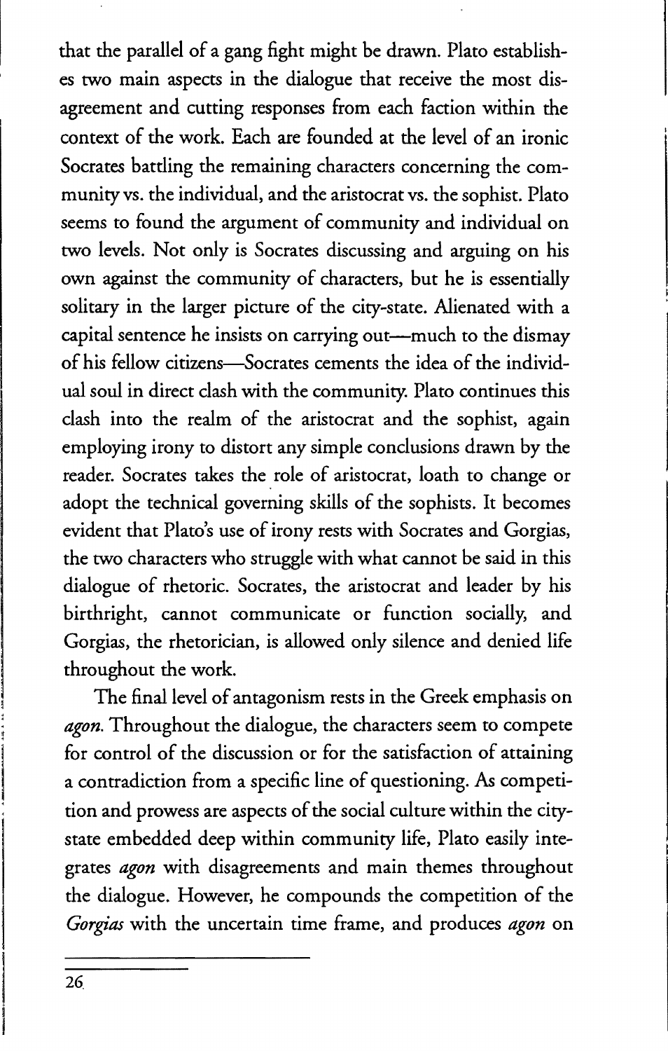that the parallel of a gang fight might be drawn. Plato establishes two main aspects in the dialogue that receive the most disagreement and cutting responses from each faction within the context of the work. Each are founded at the level of an ironic Socrates battling the remaining characters concerning the community vs. the individual, and the aristocrat vs. the sophist. Plato seems to found the argument of community and individual on two levels. Not only is Socrates discussing and arguing on his own against the community of characters, but he is essentially solitary in the larger picture of the city-state. Alienated with a capital sentence he insists on carrying out—much to the dismay of his fellow citizens—Socrates cements the idea of the individual soul in direct clash with the community. Plato continues this clash into the realm of the aristocrat and the sophist, again employing irony to distort any simple conclusions drawn by the reader. Socrates takes the role of aristocrat, loath to change or adopt the technical governing skills of the sophists. It becomes evident that Plato's use of irony rests with Socrates and Gorgias, the two characters who struggle with what cannot be said in this dialogue of rhetoric. Socrates, the aristocrat and leader by his birthright, cannot communicate or function socially, and Gorgias, the rhetorician, is allowed only silence and denied life throughout the work.

The final level of antagonism rests in the Greek emphasis on *agon*. Throughout the dialogue, the characters seem to compete for control of the discussion or for the satisfaction of attaining a contradiction from a specific line of questioning. As competition and prowess are aspects of the social culture within the city-state embedded deep within community life, Plato easily integrates *agon* with disagreements and main themes throughout the dialogue. However, he compounds the competition of the *Gorgias* with the uncertain time frame, and produces *agon* on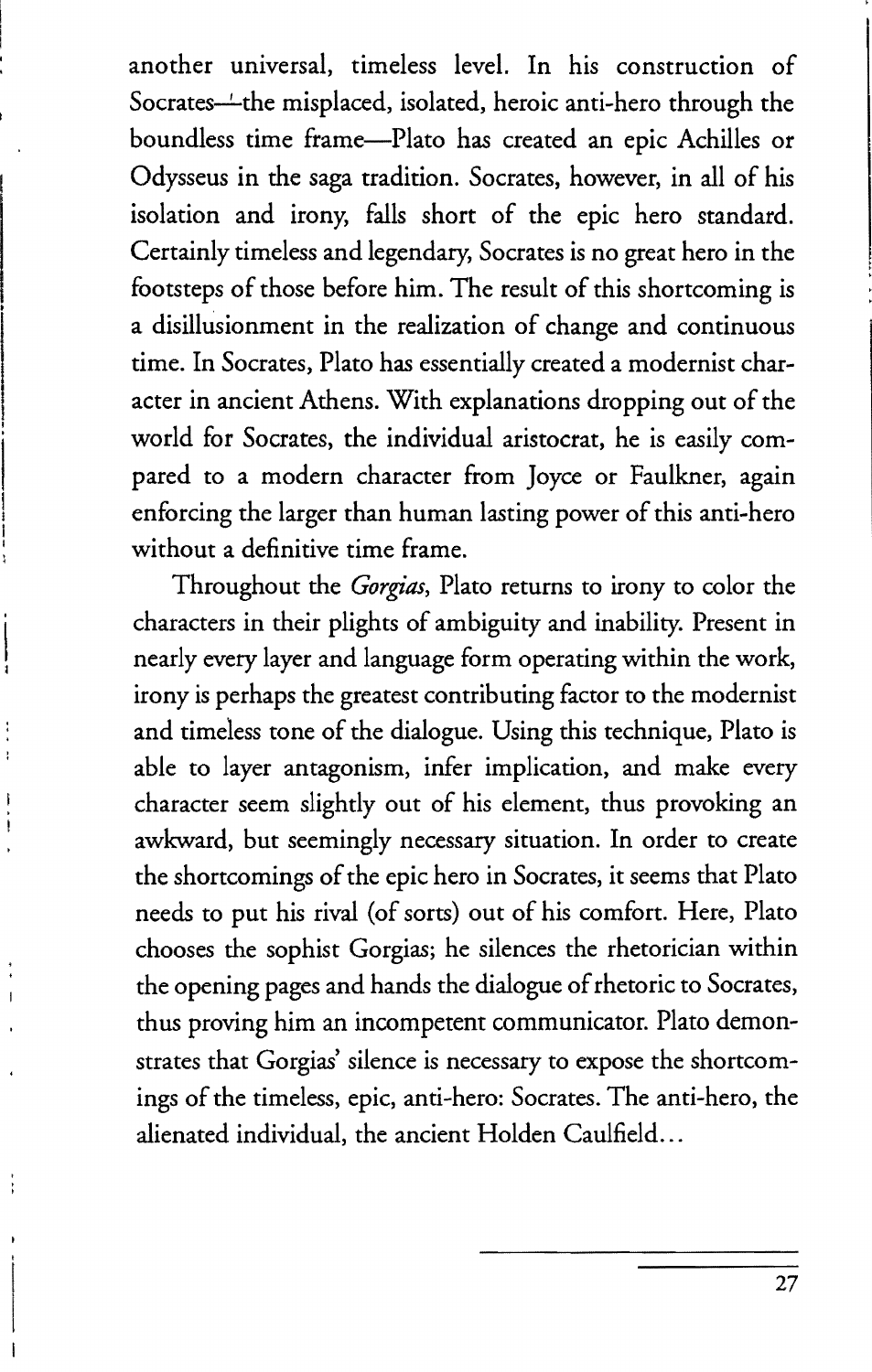another universal, timeless level. In his construction of Socrates—the misplaced, isolated, heroic anti-hero through the boundless time frame—Plato has created an epic Achilles or Odysseus in the saga tradition. Socrates, however, in all of his isolation and irony, falls short of the epic hero standard. Certainly timeless and legendary, Socrates is no great hero in the footsteps of those before him. The result of this shortcoming is a disillusionment in the realization of change and continuous time. In Socrates, Plato has essentially created a modernist character in ancient Athens. With explanations dropping out of the world for Socrates, the individual aristocrat, he is easily compared to a modern character from Joyce or Faulkner, again enforcing the larger than human lasting power of this anti-hero without a definitive time frame.

Throughout the *Gorgias*, Plato returns to irony to color the characters in their plights of ambiguity and inability. Present in nearly every layer and language form operating within the work, irony is perhaps the greatest contributing factor to the modernist and timeless tone of the dialogue. Using this technique, Plato is able to layer antagonism, infer implication, and make every character seem slightly out of his element, thus provoking an awkward, but seemingly necessary situation. In order to create the shortcomings of the epic hero in Socrates, it seems that Plato needs to put his rival (of sorts) out of his comfort. Here, Plato chooses the sophist Gorgias; he silences the rhetorician within the opening pages and hands the dialogue of rhetoric to Socrates, thus proving him an incompetent communicator. Plato demonstrates that Gorgias' silence is necessary to expose the shortcomings of the timeless, epic, anti-hero: Socrates. The anti-hero, the alienated individual, the ancient Holden Caulfield…